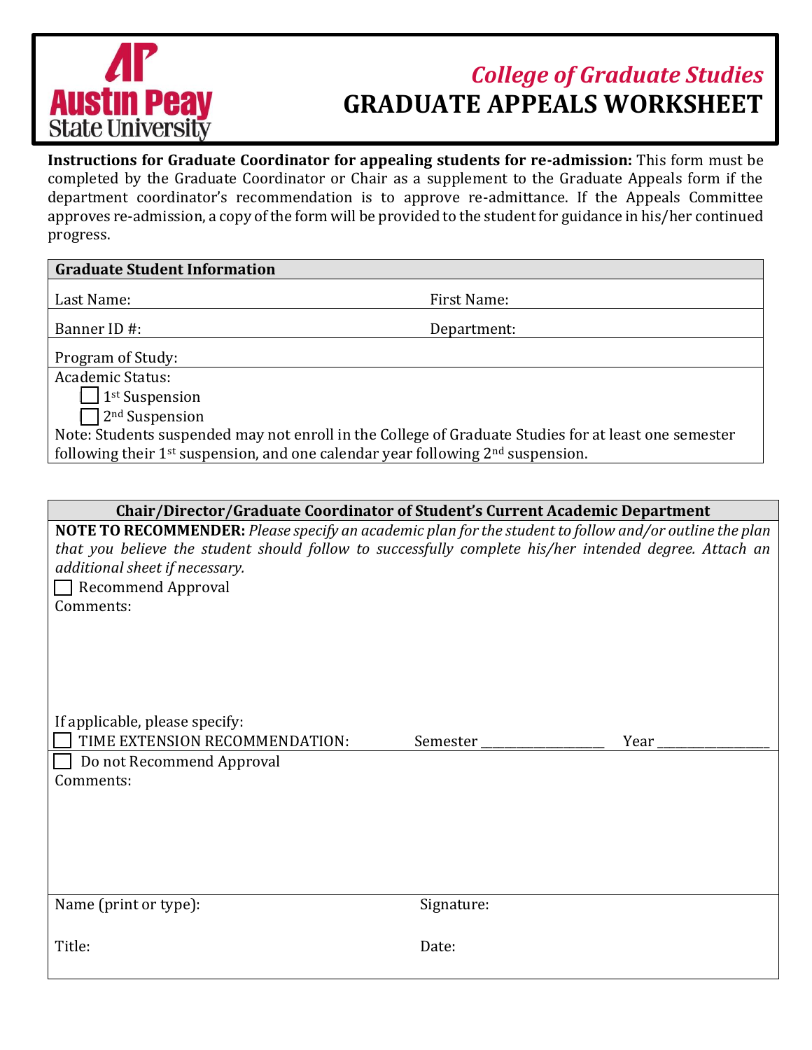Austin Peay State University

*College of Graduate Studies*

# GRADUATE APPEALS WORKSHEET

**Instructions for Graduate Coordinator for appealing students for re-admission:** This form must be completed by the Graduate Coordinator or Chair as a supplement to the Graduate Appeals form if the department coordinator's recommendation is to approve re-admittance. If the Appeals Committee approves re-admission, a copy of the form will be provided to the student for guidance in his/her continued progress.

## Graduate Student Information

| | |
|---|---|
| Last Name: | First Name: |
| Banner ID #: | Department: |
| Program of Study: | |

Academic Status:

☐ 1st Suspension

☐ 2nd Suspension

Note: Students suspended may not enroll in the College of Graduate Studies for at least one semester following their 1st suspension, and one calendar year following 2nd suspension.

## Chair/Director/Graduate Coordinator of Student's Current Academic Department

**NOTE TO RECOMMENDER:** *Please specify an academic plan for the student to follow and/or outline the plan that you believe the student should follow to successfully complete his/her intended degree. Attach an additional sheet if necessary.*

☐ Recommend Approval

Comments:

If applicable, please specify:

☐ TIME EXTENSION RECOMMENDATION: Semester ___________________ Year _________________

☐ Do not Recommend Approval

Comments:

| | |
|---|---|
| Name (print or type): | Signature: |
| Title: | Date: |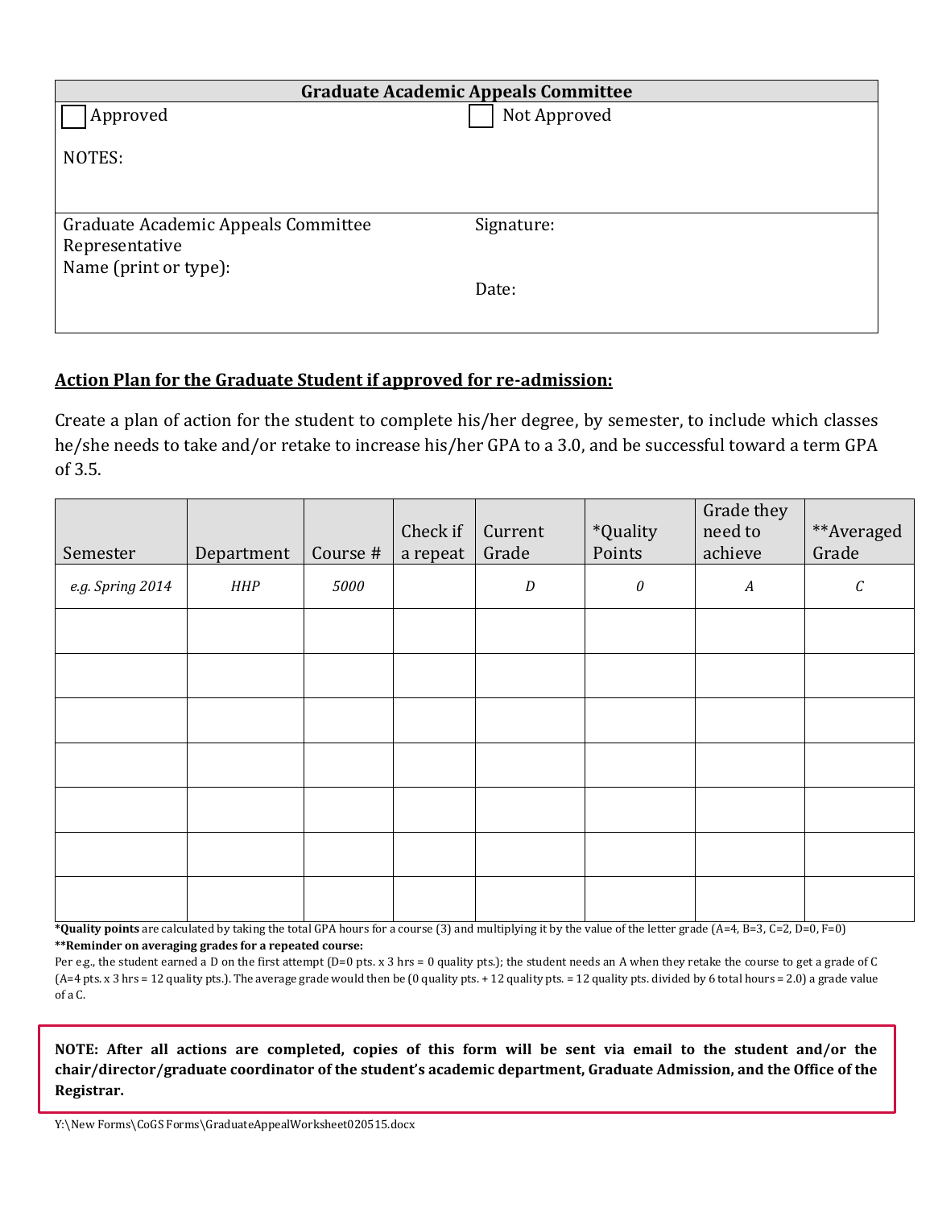| Graduate Academic Appeals Committee | |
|---|---|
| ☐ Approved | ☐ Not Approved |
| NOTES: | |
| Graduate Academic Appeals Committee Representative Name (print or type): | Signature: <br><br> Date: |

**Action Plan for the Graduate Student if approved for re-admission:**

Create a plan of action for the student to complete his/her degree, by semester, to include which classes he/she needs to take and/or retake to increase his/her GPA to a 3.0, and be successful toward a term GPA of 3.5.

| Semester | Department | Course # | Check if a repeat | Current Grade | *Quality Points | Grade they need to achieve | **Averaged Grade |
|---|---|---|---|---|---|---|---|
| *e.g. Spring 2014* | *HHP* | *5000* | | *D* | *0* | *A* | *C* |
| | | | | | | | |
| | | | | | | | |
| | | | | | | | |
| | | | | | | | |
| | | | | | | | |
| | | | | | | | |
| | | | | | | | |

**\*Quality points** are calculated by taking the total GPA hours for a course (3) and multiplying it by the value of the letter grade (A=4, B=3, C=2, D=0, F=0)

**\*\*Reminder on averaging grades for a repeated course:**

Per e.g., the student earned a D on the first attempt (D=0 pts. x 3 hrs = 0 quality pts.); the student needs an A when they retake the course to get a grade of C (A=4 pts. x 3 hrs = 12 quality pts.). The average grade would then be (0 quality pts. + 12 quality pts. = 12 quality pts. divided by 6 total hours = 2.0) a grade value of a C.

**NOTE: After all actions are completed, copies of this form will be sent via email to the student and/or the chair/director/graduate coordinator of the student's academic department, Graduate Admission, and the Office of the Registrar.**

Y:\New Forms\CoGS Forms\GraduateAppealWorksheet020515.docx